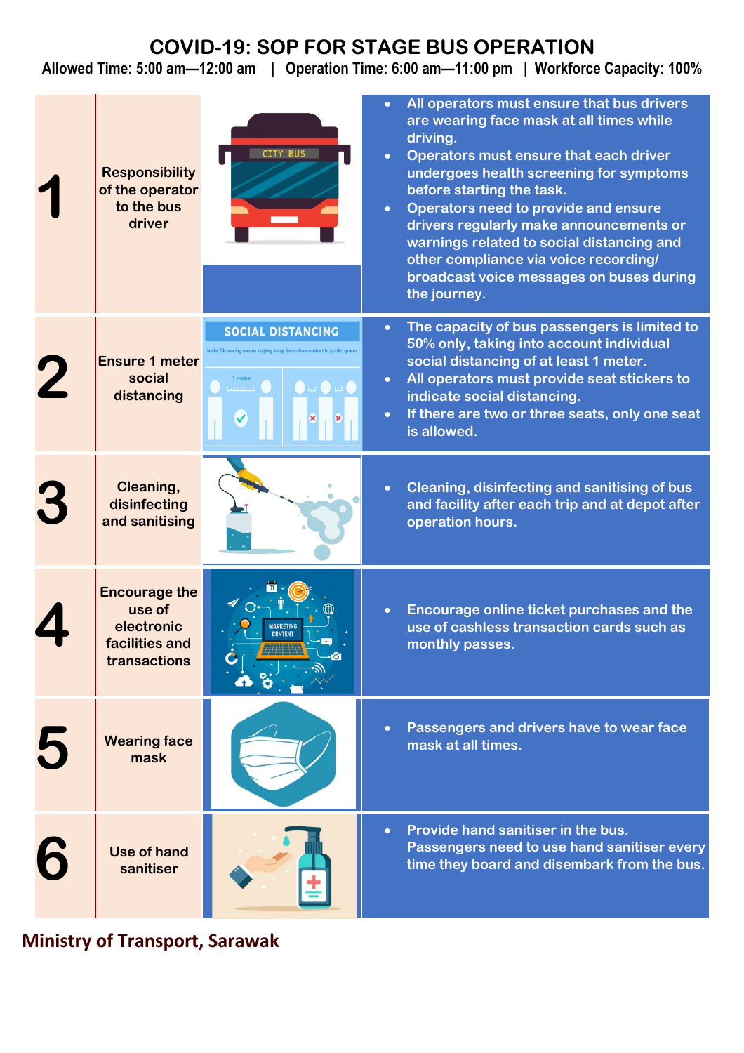# COVID-19: SOP FOR STAGE BUS OPERATION

**Allowed Time: 5:00 am—12:00 am | Operation Time: 6:00 am—11:00 pm | Workforce Capacity: 100%**

| No. | Item | Details |
|---|---|---|
| 1 | **Responsibility of the operator to the bus driver** | • All operators must ensure that bus drivers are wearing face mask at all times while driving.<br>• Operators must ensure that each driver undergoes health screening for symptoms before starting the task.<br>• Operators need to provide and ensure drivers regularly make announcements or warnings related to social distancing and other compliance via voice recording/ broadcast voice messages on buses during the journey. |
| 2 | **Ensure 1 meter social distancing** | • The capacity of bus passengers is limited to 50% only, taking into account individual social distancing of at least 1 meter.<br>• All operators must provide seat stickers to indicate social distancing.<br>• If there are two or three seats, only one seat is allowed. |
| 3 | **Cleaning, disinfecting and sanitising** | • Cleaning, disinfecting and sanitising of bus and facility after each trip and at depot after operation hours. |
| 4 | **Encourage the use of electronic facilities and transactions** | • Encourage online ticket purchases and the use of cashless transaction cards such as monthly passes. |
| 5 | **Wearing face mask** | • Passengers and drivers have to wear face mask at all times. |
| 6 | **Use of hand sanitiser** | • Provide hand sanitiser in the bus. Passengers need to use hand sanitiser every time they board and disembark from the bus. |

**Ministry of Transport, Sarawak**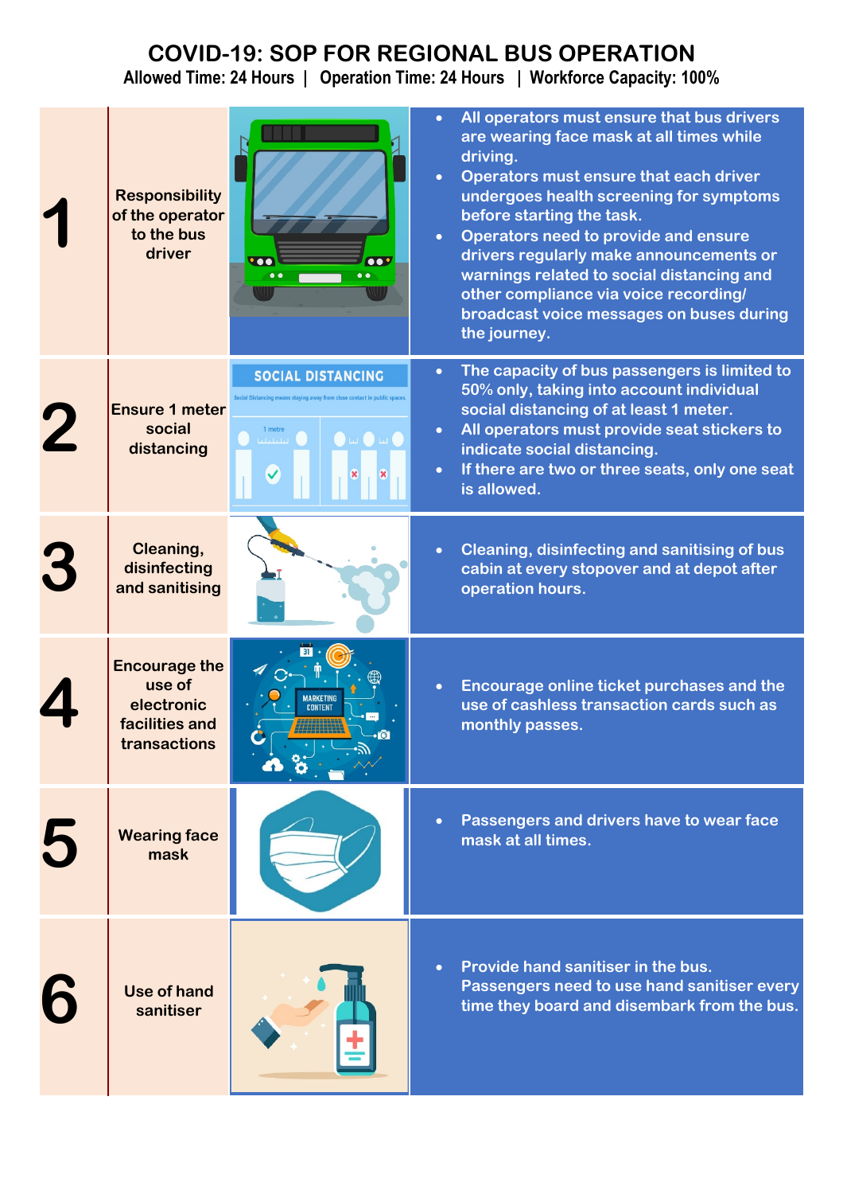# COVID-19: SOP FOR REGIONAL BUS OPERATION

**Allowed Time: 24 Hours | Operation Time: 24 Hours | Workforce Capacity: 100%**

| No. | Item | Details |
|---|---|---|
| 1 | Responsibility of the operator to the bus driver | • All operators must ensure that bus drivers are wearing face mask at all times while driving.<br>• Operators must ensure that each driver undergoes health screening for symptoms before starting the task.<br>• Operators need to provide and ensure drivers regularly make announcements or warnings related to social distancing and other compliance via voice recording/ broadcast voice messages on buses during the journey. |
| 2 | Ensure 1 meter social distancing | • The capacity of bus passengers is limited to 50% only, taking into account individual social distancing of at least 1 meter.<br>• All operators must provide seat stickers to indicate social distancing.<br>• If there are two or three seats, only one seat is allowed. |
| 3 | Cleaning, disinfecting and sanitising | • Cleaning, disinfecting and sanitising of bus cabin at every stopover and at depot after operation hours. |
| 4 | Encourage the use of electronic facilities and transactions | • Encourage online ticket purchases and the use of cashless transaction cards such as monthly passes. |
| 5 | Wearing face mask | • Passengers and drivers have to wear face mask at all times. |
| 6 | Use of hand sanitiser | • Provide hand sanitiser in the bus. Passengers need to use hand sanitiser every time they board and disembark from the bus. |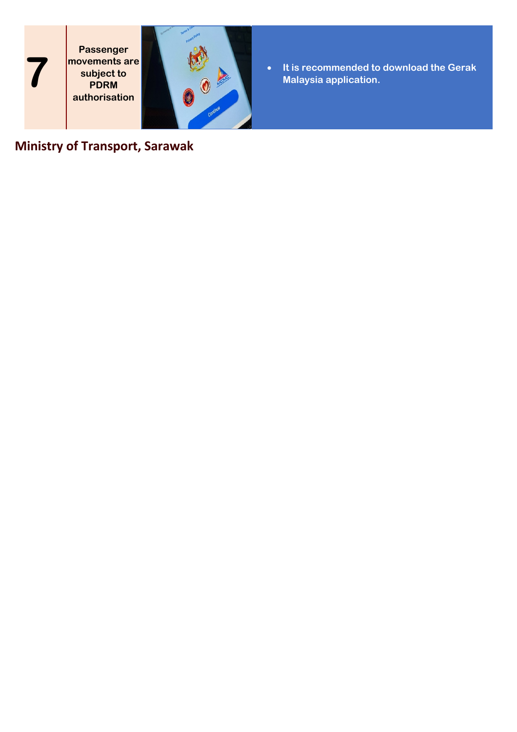| 7 | Passenger movements are subject to PDRM authorisation | | • It is recommended to download the Gerak Malaysia application. |
|---|---|---|---|

**Ministry of Transport, Sarawak**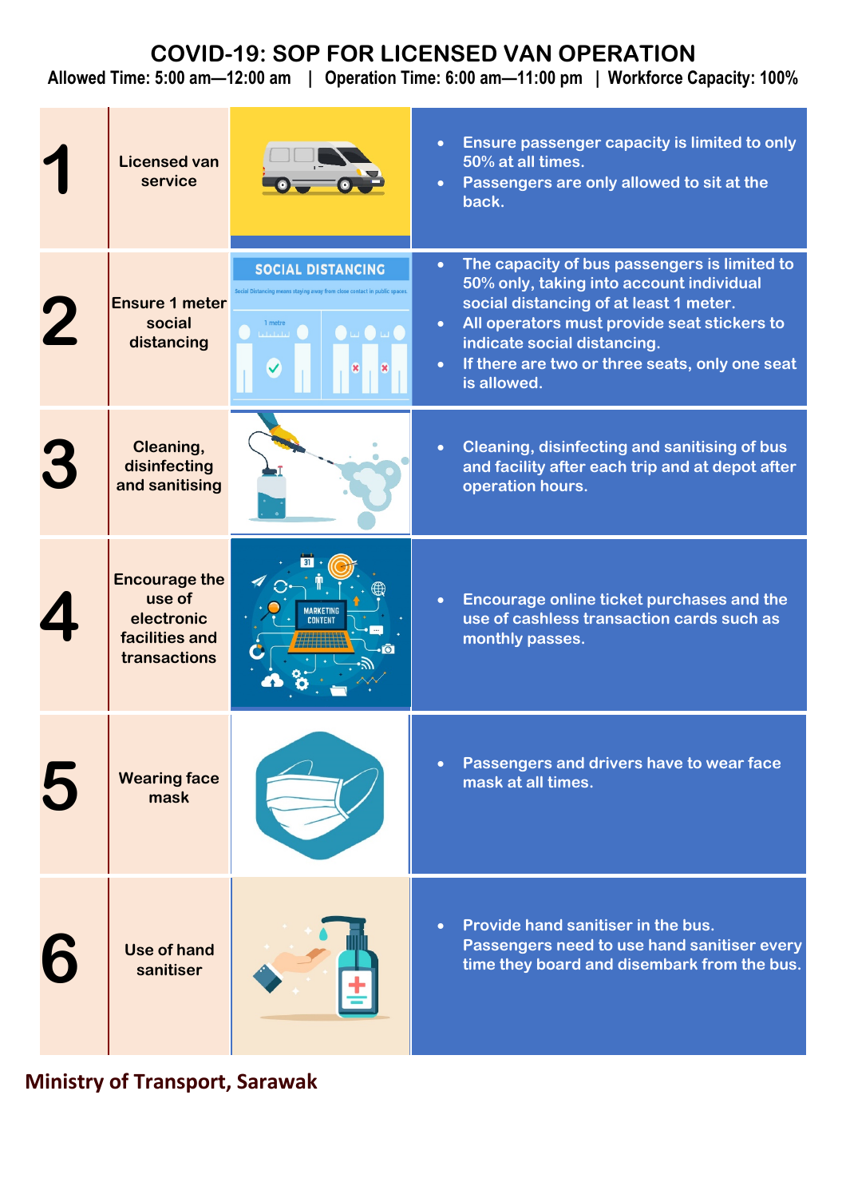# COVID-19: SOP FOR LICENSED VAN OPERATION

**Allowed Time: 5:00 am—12:00 am | Operation Time: 6:00 am—11:00 pm | Workforce Capacity: 100%**

| No. | Item | Guidelines |
| --- | --- | --- |
| 1 | Licensed van service | • Ensure passenger capacity is limited to only 50% at all times.<br>• Passengers are only allowed to sit at the back. |
| 2 | Ensure 1 meter social distancing | • The capacity of bus passengers is limited to 50% only, taking into account individual social distancing of at least 1 meter.<br>• All operators must provide seat stickers to indicate social distancing.<br>• If there are two or three seats, only one seat is allowed. |
| 3 | Cleaning, disinfecting and sanitising | • Cleaning, disinfecting and sanitising of bus and facility after each trip and at depot after operation hours. |
| 4 | Encourage the use of electronic facilities and transactions | • Encourage online ticket purchases and the use of cashless transaction cards such as monthly passes. |
| 5 | Wearing face mask | • Passengers and drivers have to wear face mask at all times. |
| 6 | Use of hand sanitiser | • Provide hand sanitiser in the bus. Passengers need to use hand sanitiser every time they board and disembark from the bus. |

**Ministry of Transport, Sarawak**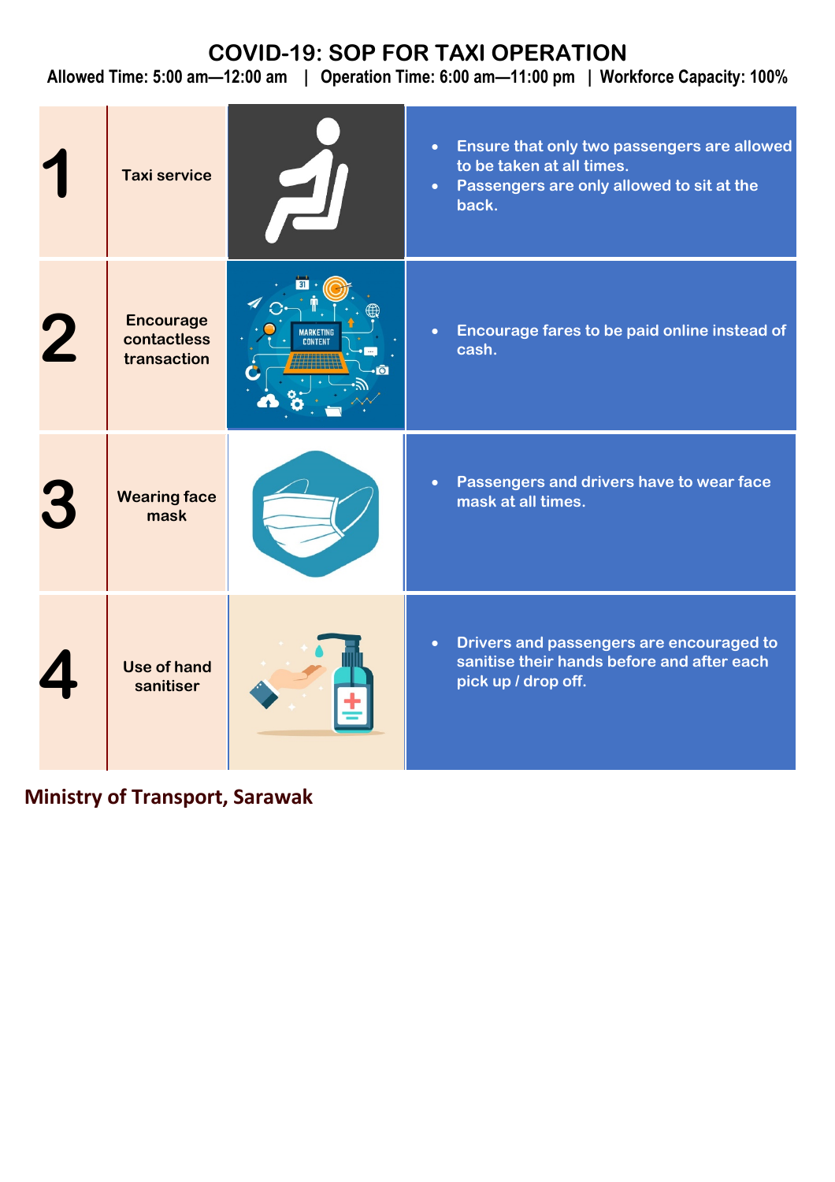# COVID-19: SOP FOR TAXI OPERATION

**Allowed Time: 5:00 am—12:00 am | Operation Time: 6:00 am—11:00 pm | Workforce Capacity: 100%**

| No. | Item | Description |
|---|---|---|
| 1 | Taxi service | • Ensure that only two passengers are allowed to be taken at all times.<br>• Passengers are only allowed to sit at the back. |
| 2 | Encourage contactless transaction | • Encourage fares to be paid online instead of cash. |
| 3 | Wearing face mask | • Passengers and drivers have to wear face mask at all times. |
| 4 | Use of hand sanitiser | • Drivers and passengers are encouraged to sanitise their hands before and after each pick up / drop off. |

**Ministry of Transport, Sarawak**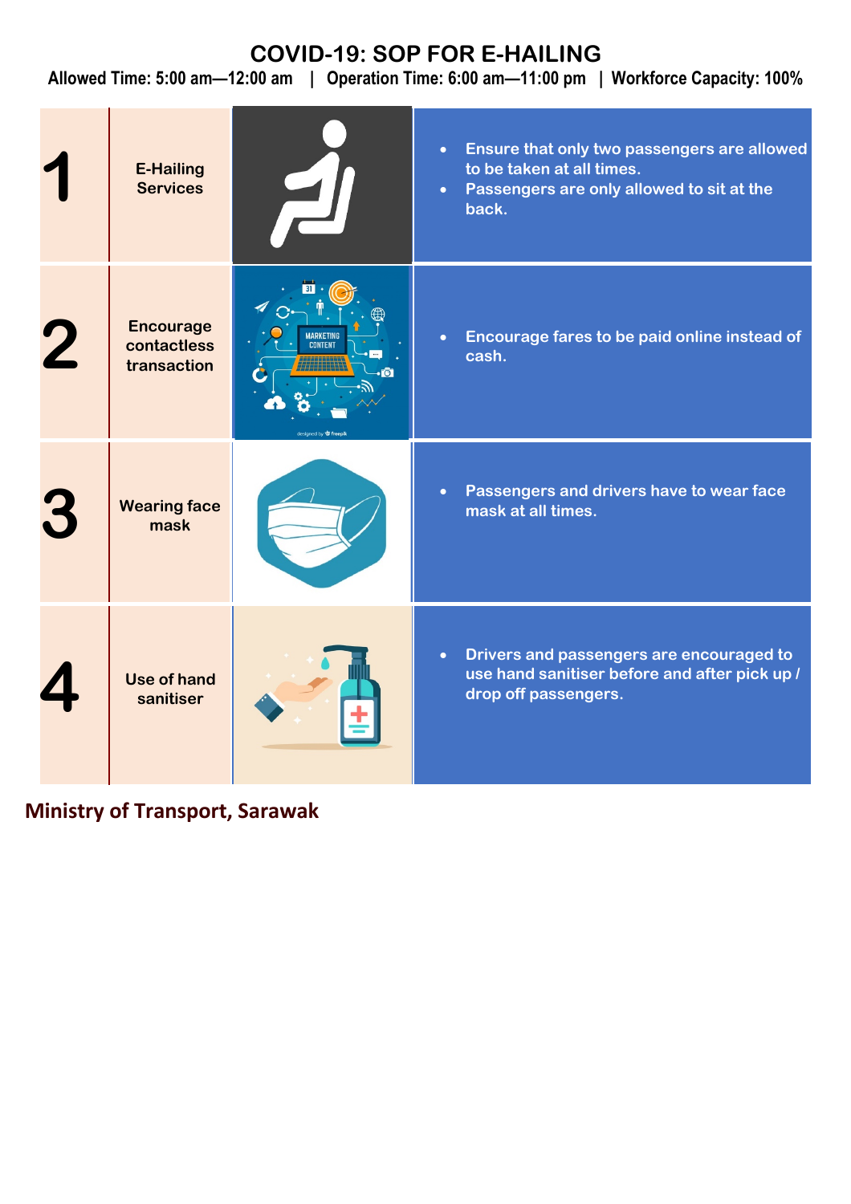# COVID-19: SOP FOR E-HAILING

**Allowed Time: 5:00 am—12:00 am | Operation Time: 6:00 am—11:00 pm | Workforce Capacity: 100%**

| | | |
|---|---|---|
| 1 | E-Hailing Services | • Ensure that only two passengers are allowed to be taken at all times.<br>• Passengers are only allowed to sit at the back. |
| 2 | Encourage contactless transaction | • Encourage fares to be paid online instead of cash. |
| 3 | Wearing face mask | • Passengers and drivers have to wear face mask at all times. |
| 4 | Use of hand sanitiser | • Drivers and passengers are encouraged to use hand sanitiser before and after pick up / drop off passengers. |

**Ministry of Transport, Sarawak**